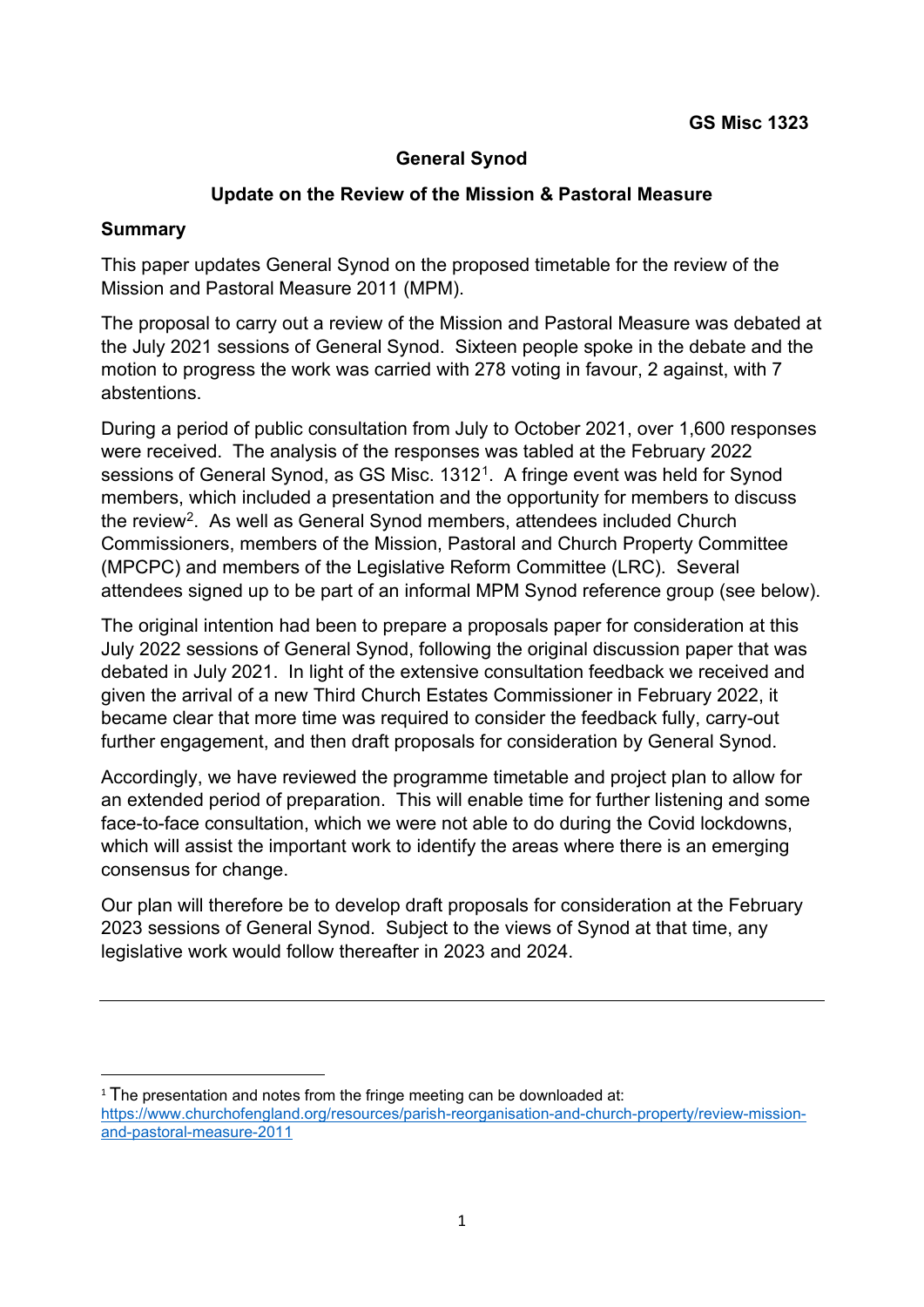**GS Misc 1323**

# General Synod

## Update on the Review of the Mission & Pastoral Measure

### Summary

This paper updates General Synod on the proposed timetable for the review of the Mission and Pastoral Measure 2011 (MPM).

The proposal to carry out a review of the Mission and Pastoral Measure was debated at the July 2021 sessions of General Synod. Sixteen people spoke in the debate and the motion to progress the work was carried with 278 voting in favour, 2 against, with 7 abstentions.

During a period of public consultation from July to October 2021, over 1,600 responses were received. The analysis of the responses was tabled at the February 2022 sessions of General Synod, as GS Misc. 1312[1]. A fringe event was held for Synod members, which included a presentation and the opportunity for members to discuss the review[2]. As well as General Synod members, attendees included Church Commissioners, members of the Mission, Pastoral and Church Property Committee (MPCPC) and members of the Legislative Reform Committee (LRC). Several attendees signed up to be part of an informal MPM Synod reference group (see below).

The original intention had been to prepare a proposals paper for consideration at this July 2022 sessions of General Synod, following the original discussion paper that was debated in July 2021. In light of the extensive consultation feedback we received and given the arrival of a new Third Church Estates Commissioner in February 2022, it became clear that more time was required to consider the feedback fully, carry-out further engagement, and then draft proposals for consideration by General Synod.

Accordingly, we have reviewed the programme timetable and project plan to allow for an extended period of preparation. This will enable time for further listening and some face-to-face consultation, which we were not able to do during the Covid lockdowns, which will assist the important work to identify the areas where there is an emerging consensus for change.

Our plan will therefore be to develop draft proposals for consideration at the February 2023 sessions of General Synod. Subject to the views of Synod at that time, any legislative work would follow thereafter in 2023 and 2024.

---

[1] The presentation and notes from the fringe meeting can be downloaded at: https://www.churchofengland.org/resources/parish-reorganisation-and-church-property/review-mission-and-pastoral-measure-2011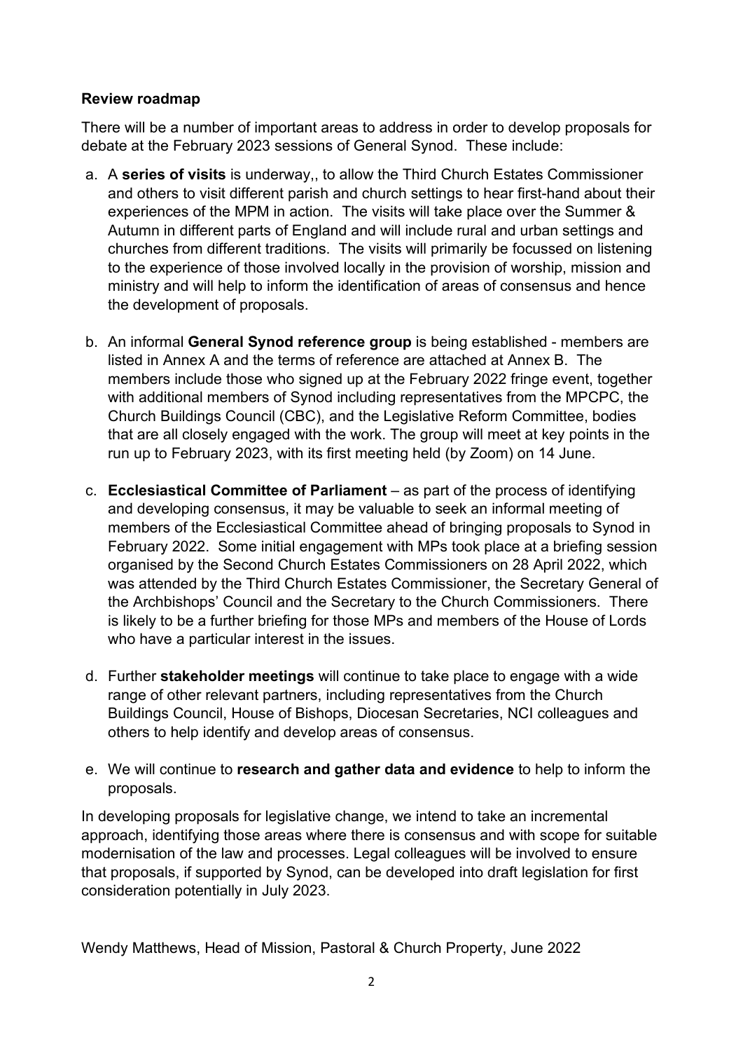**Review roadmap**

There will be a number of important areas to address in order to develop proposals for debate at the February 2023 sessions of General Synod. These include:

a. A **series of visits** is underway,, to allow the Third Church Estates Commissioner and others to visit different parish and church settings to hear first-hand about their experiences of the MPM in action. The visits will take place over the Summer & Autumn in different parts of England and will include rural and urban settings and churches from different traditions. The visits will primarily be focussed on listening to the experience of those involved locally in the provision of worship, mission and ministry and will help to inform the identification of areas of consensus and hence the development of proposals.

b. An informal **General Synod reference group** is being established - members are listed in Annex A and the terms of reference are attached at Annex B. The members include those who signed up at the February 2022 fringe event, together with additional members of Synod including representatives from the MPCPC, the Church Buildings Council (CBC), and the Legislative Reform Committee, bodies that are all closely engaged with the work. The group will meet at key points in the run up to February 2023, with its first meeting held (by Zoom) on 14 June.

c. **Ecclesiastical Committee of Parliament** – as part of the process of identifying and developing consensus, it may be valuable to seek an informal meeting of members of the Ecclesiastical Committee ahead of bringing proposals to Synod in February 2022. Some initial engagement with MPs took place at a briefing session organised by the Second Church Estates Commissioners on 28 April 2022, which was attended by the Third Church Estates Commissioner, the Secretary General of the Archbishops' Council and the Secretary to the Church Commissioners. There is likely to be a further briefing for those MPs and members of the House of Lords who have a particular interest in the issues.

d. Further **stakeholder meetings** will continue to take place to engage with a wide range of other relevant partners, including representatives from the Church Buildings Council, House of Bishops, Diocesan Secretaries, NCI colleagues and others to help identify and develop areas of consensus.

e. We will continue to **research and gather data and evidence** to help to inform the proposals.

In developing proposals for legislative change, we intend to take an incremental approach, identifying those areas where there is consensus and with scope for suitable modernisation of the law and processes. Legal colleagues will be involved to ensure that proposals, if supported by Synod, can be developed into draft legislation for first consideration potentially in July 2023.

Wendy Matthews, Head of Mission, Pastoral & Church Property, June 2022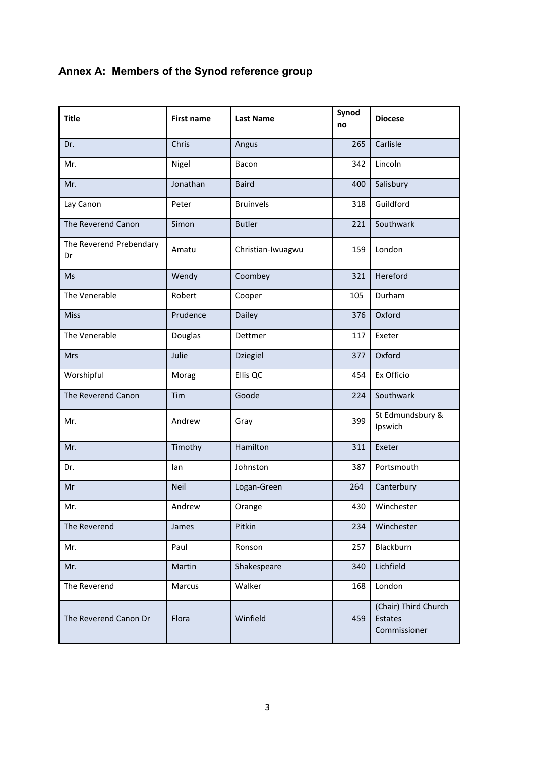## Annex A: Members of the Synod reference group

| Title | First name | Last Name | Synod no | Diocese |
|---|---|---|---|---|
| Dr. | Chris | Angus | 265 | Carlisle |
| Mr. | Nigel | Bacon | 342 | Lincoln |
| Mr. | Jonathan | Baird | 400 | Salisbury |
| Lay Canon | Peter | Bruinvels | 318 | Guildford |
| The Reverend Canon | Simon | Butler | 221 | Southwark |
| The Reverend Prebendary Dr | Amatu | Christian-Iwuagwu | 159 | London |
| Ms | Wendy | Coombey | 321 | Hereford |
| The Venerable | Robert | Cooper | 105 | Durham |
| Miss | Prudence | Dailey | 376 | Oxford |
| The Venerable | Douglas | Dettmer | 117 | Exeter |
| Mrs | Julie | Dziegiel | 377 | Oxford |
| Worshipful | Morag | Ellis QC | 454 | Ex Officio |
| The Reverend Canon | Tim | Goode | 224 | Southwark |
| Mr. | Andrew | Gray | 399 | St Edmundsbury & Ipswich |
| Mr. | Timothy | Hamilton | 311 | Exeter |
| Dr. | Ian | Johnston | 387 | Portsmouth |
| Mr | Neil | Logan-Green | 264 | Canterbury |
| Mr. | Andrew | Orange | 430 | Winchester |
| The Reverend | James | Pitkin | 234 | Winchester |
| Mr. | Paul | Ronson | 257 | Blackburn |
| Mr. | Martin | Shakespeare | 340 | Lichfield |
| The Reverend | Marcus | Walker | 168 | London |
| The Reverend Canon Dr | Flora | Winfield | 459 | (Chair) Third Church Estates Commissioner |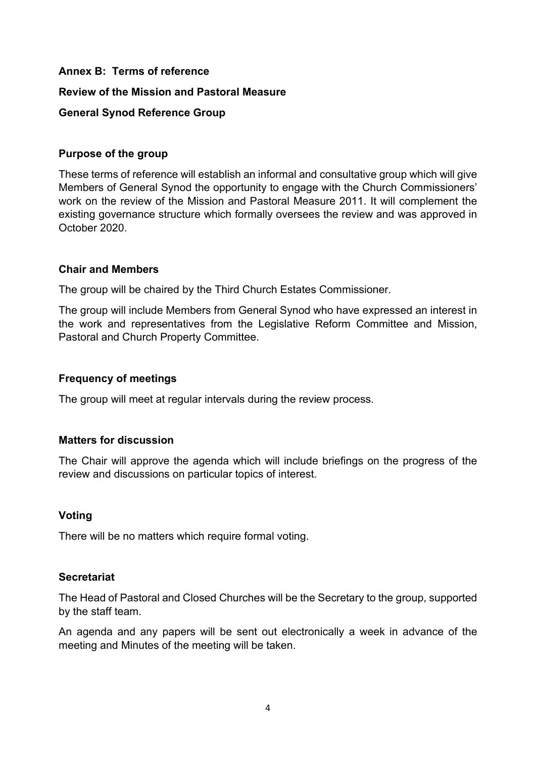## Annex B: Terms of reference

**Review of the Mission and Pastoral Measure**

**General Synod Reference Group**

### Purpose of the group

These terms of reference will establish an informal and consultative group which will give Members of General Synod the opportunity to engage with the Church Commissioners' work on the review of the Mission and Pastoral Measure 2011. It will complement the existing governance structure which formally oversees the review and was approved in October 2020.

### Chair and Members

The group will be chaired by the Third Church Estates Commissioner.

The group will include Members from General Synod who have expressed an interest in the work and representatives from the Legislative Reform Committee and Mission, Pastoral and Church Property Committee.

### Frequency of meetings

The group will meet at regular intervals during the review process.

### Matters for discussion

The Chair will approve the agenda which will include briefings on the progress of the review and discussions on particular topics of interest.

### Voting

There will be no matters which require formal voting.

### Secretariat

The Head of Pastoral and Closed Churches will be the Secretary to the group, supported by the staff team.

An agenda and any papers will be sent out electronically a week in advance of the meeting and Minutes of the meeting will be taken.